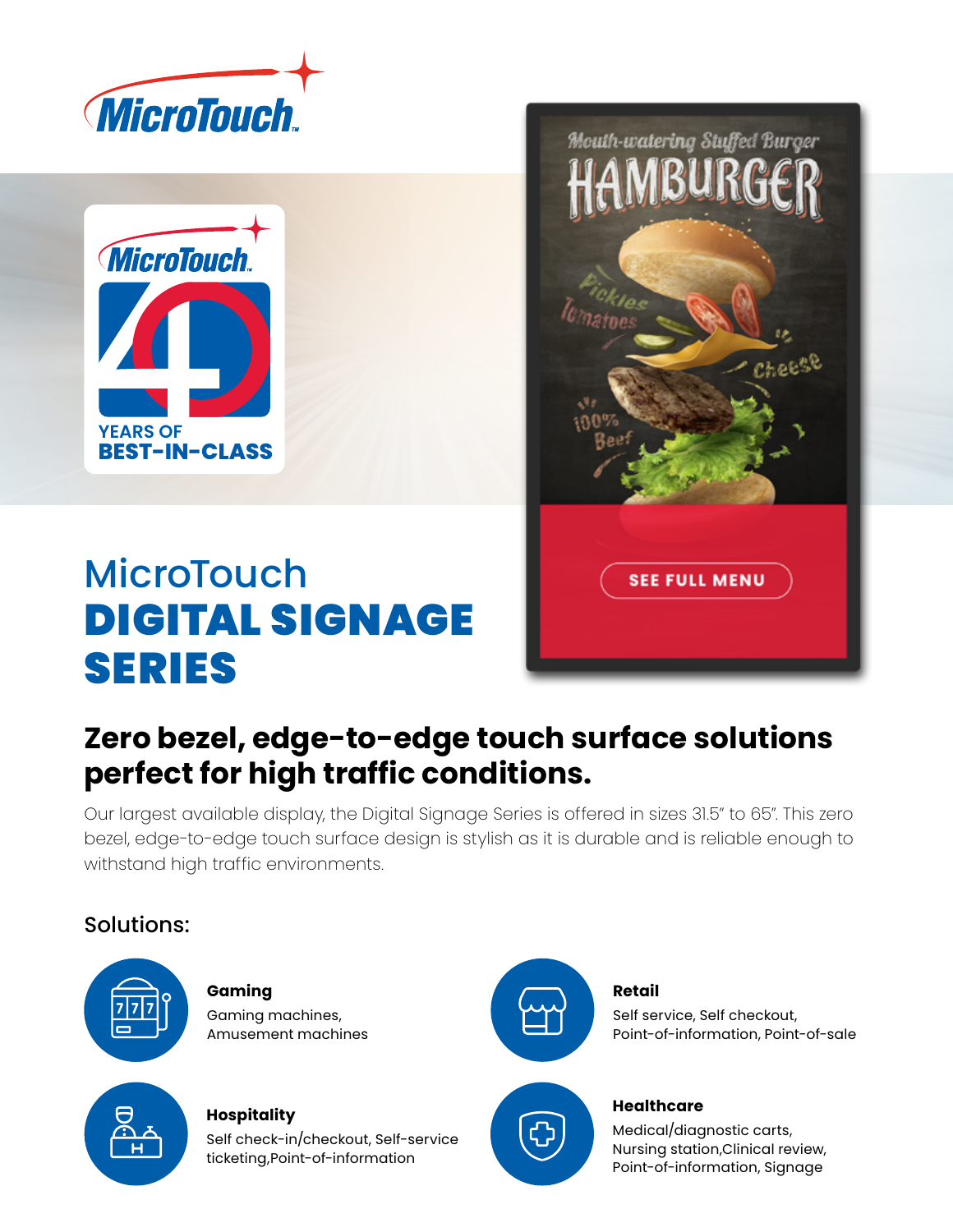# MicroTouch DIGITAL SIGNAGE SERIES

## Zero bezel, edge-to-edge touch surface solutions perfect for high traffic conditions.

Our largest available display, the Digital Signage Series is offered in sizes 31.5" to 65". This zero bezel, edge-to-edge touch surface design is stylish as it is durable and is reliable enough to withstand high traffic environments.

### Solutions:

**Gaming**
Gaming machines, Amusement machines

**Retail**
Self service, Self checkout, Point-of-information, Point-of-sale

**Hospitality**
Self check-in/checkout, Self-service ticketing,Point-of-information

**Healthcare**
Medical/diagnostic carts, Nursing station,Clinical review, Point-of-information, Signage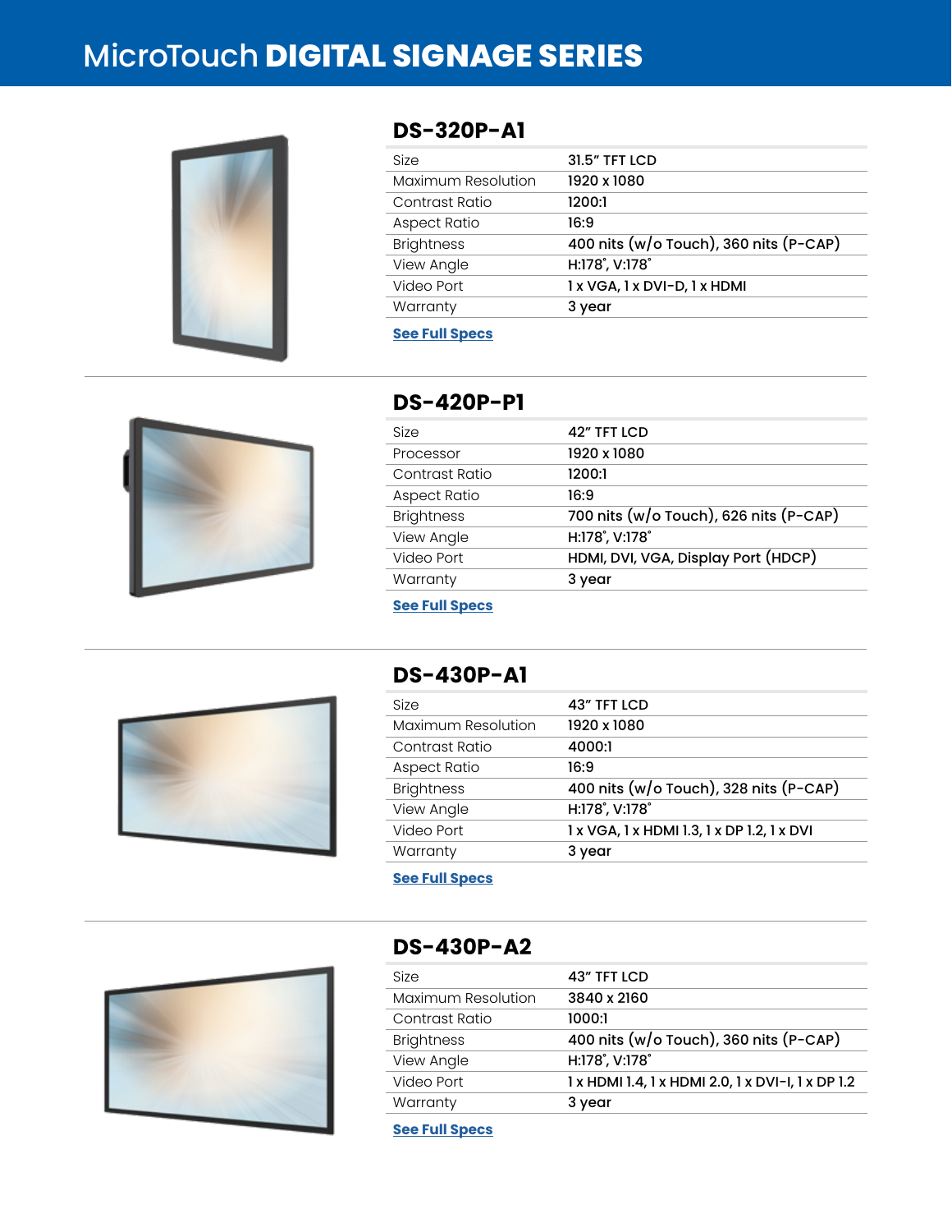# MicroTouch **DIGITAL SIGNAGE SERIES**

## DS-320P-A1

| | |
|---|---|
| Size | 31.5" TFT LCD |
| Maximum Resolution | 1920 x 1080 |
| Contrast Ratio | 1200:1 |
| Aspect Ratio | 16:9 |
| Brightness | 400 nits (w/o Touch), 360 nits (P-CAP) |
| View Angle | H:178˚, V:178˚ |
| Video Port | 1 x VGA, 1 x DVI-D, 1 x HDMI |
| Warranty | 3 year |

**See Full Specs**

## DS-420P-P1

| | |
|---|---|
| Size | 42" TFT LCD |
| Processor | 1920 x 1080 |
| Contrast Ratio | 1200:1 |
| Aspect Ratio | 16:9 |
| Brightness | 700 nits (w/o Touch), 626 nits (P-CAP) |
| View Angle | H:178˚, V:178˚ |
| Video Port | HDMI, DVI, VGA, Display Port (HDCP) |
| Warranty | 3 year |

**See Full Specs**

## DS-430P-A1

| | |
|---|---|
| Size | 43" TFT LCD |
| Maximum Resolution | 1920 x 1080 |
| Contrast Ratio | 4000:1 |
| Aspect Ratio | 16:9 |
| Brightness | 400 nits (w/o Touch), 328 nits (P-CAP) |
| View Angle | H:178˚, V:178˚ |
| Video Port | 1 x VGA, 1 x HDMI 1.3, 1 x DP 1.2, 1 x DVI |
| Warranty | 3 year |

**See Full Specs**

## DS-430P-A2

| | |
|---|---|
| Size | 43" TFT LCD |
| Maximum Resolution | 3840 x 2160 |
| Contrast Ratio | 1000:1 |
| Brightness | 400 nits (w/o Touch), 360 nits (P-CAP) |
| View Angle | H:178˚, V:178˚ |
| Video Port | 1 x HDMI 1.4, 1 x HDMI 2.0, 1 x DVI-I, 1 x DP 1.2 |
| Warranty | 3 year |

**See Full Specs**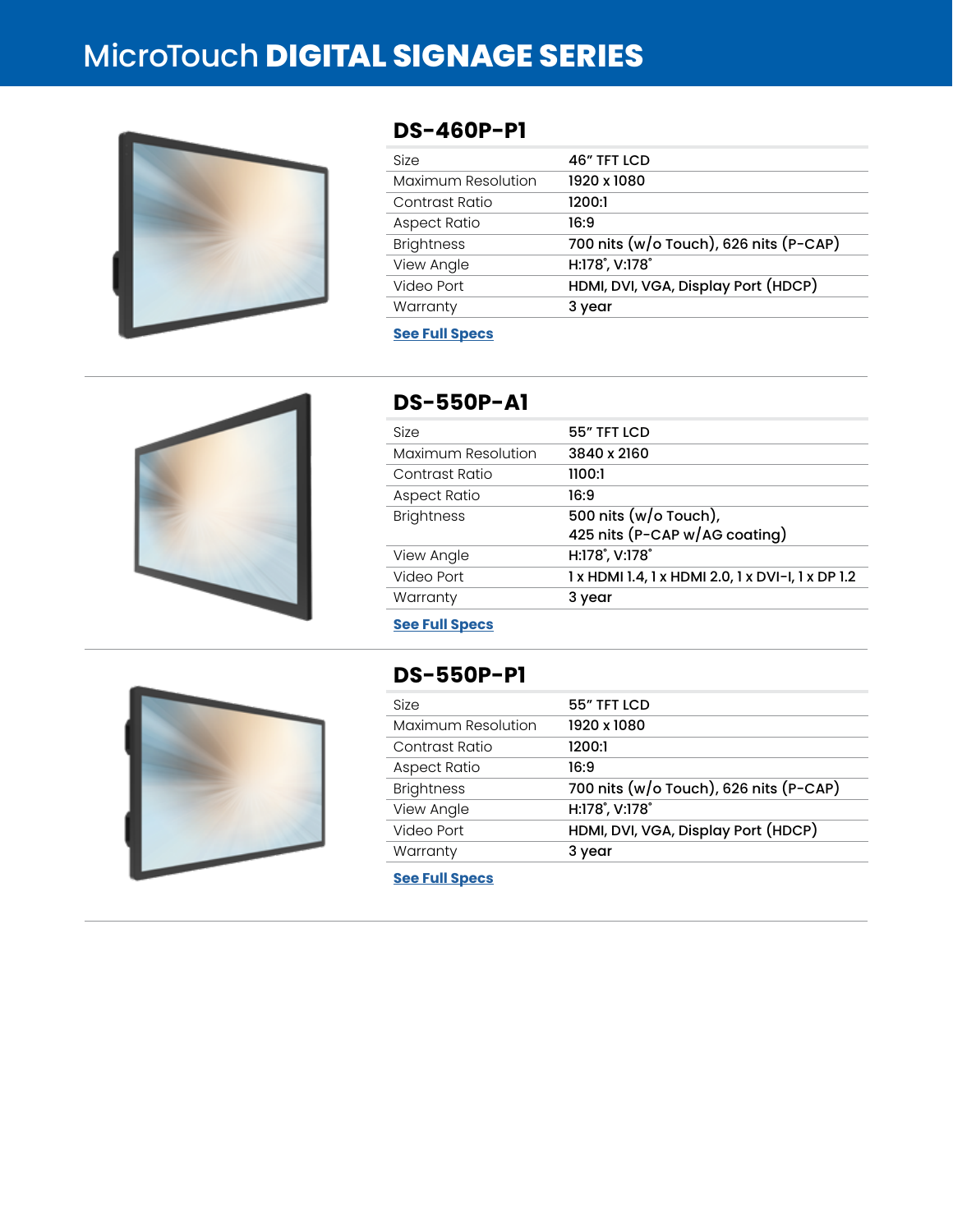# MicroTouch **DIGITAL SIGNAGE SERIES**

## DS-460P-P1

| | |
|---|---|
| Size | 46" TFT LCD |
| Maximum Resolution | 1920 x 1080 |
| Contrast Ratio | 1200:1 |
| Aspect Ratio | 16:9 |
| Brightness | 700 nits (w/o Touch), 626 nits (P-CAP) |
| View Angle | H:178˚, V:178˚ |
| Video Port | HDMI, DVI, VGA, Display Port (HDCP) |
| Warranty | 3 year |

**See Full Specs**

## DS-550P-A1

| | |
|---|---|
| Size | 55" TFT LCD |
| Maximum Resolution | 3840 x 2160 |
| Contrast Ratio | 1100:1 |
| Aspect Ratio | 16:9 |
| Brightness | 500 nits (w/o Touch), 425 nits (P-CAP w/AG coating) |
| View Angle | H:178˚, V:178˚ |
| Video Port | 1 x HDMI 1.4, 1 x HDMI 2.0, 1 x DVI-I, 1 x DP 1.2 |
| Warranty | 3 year |

**See Full Specs**

## DS-550P-P1

| | |
|---|---|
| Size | 55" TFT LCD |
| Maximum Resolution | 1920 x 1080 |
| Contrast Ratio | 1200:1 |
| Aspect Ratio | 16:9 |
| Brightness | 700 nits (w/o Touch), 626 nits (P-CAP) |
| View Angle | H:178˚, V:178˚ |
| Video Port | HDMI, DVI, VGA, Display Port (HDCP) |
| Warranty | 3 year |

**See Full Specs**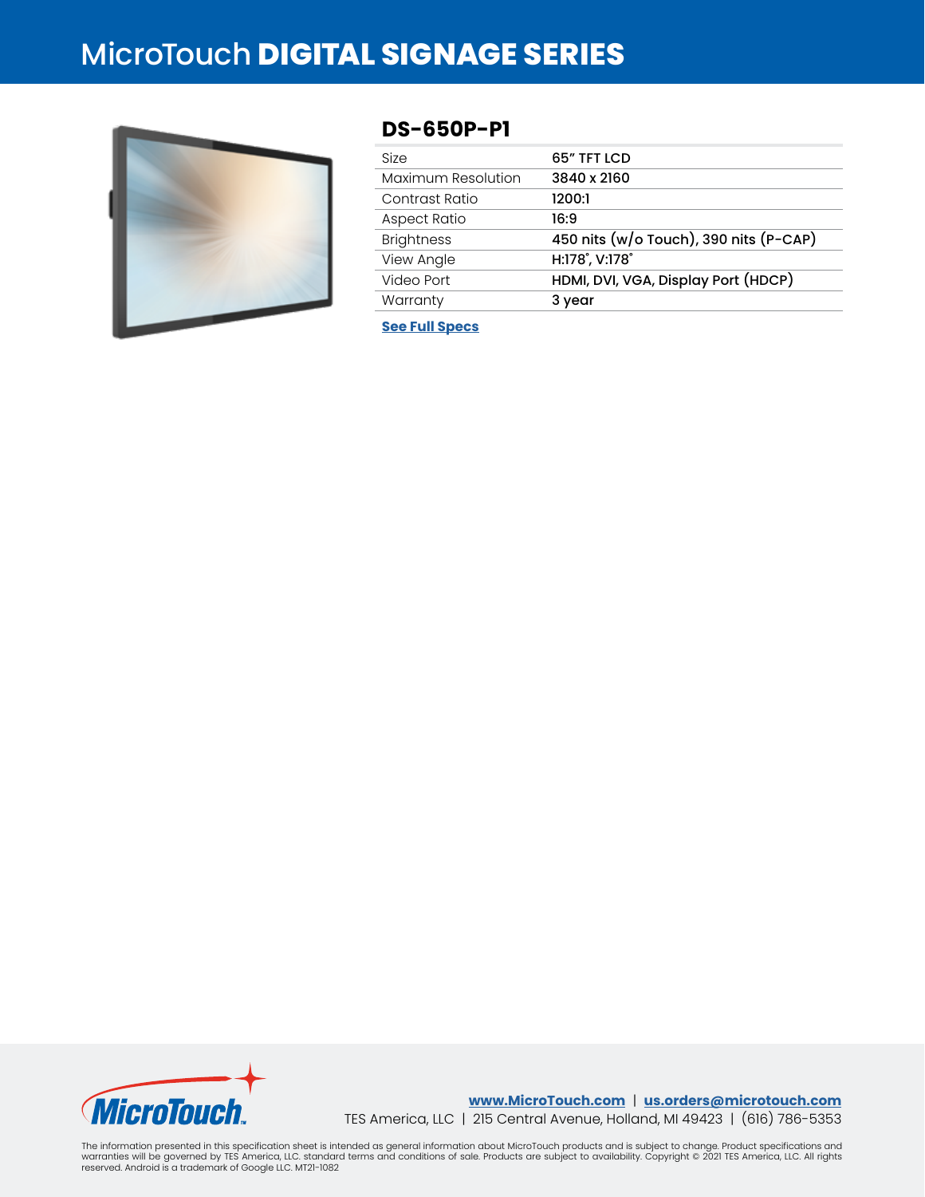# MicroTouch **DIGITAL SIGNAGE SERIES**

## DS-650P-P1

| | |
|---|---|
| Size | 65" TFT LCD |
| Maximum Resolution | 3840 x 2160 |
| Contrast Ratio | 1200:1 |
| Aspect Ratio | 16:9 |
| Brightness | 450 nits (w/o Touch), 390 nits (P-CAP) |
| View Angle | H:178˚, V:178˚ |
| Video Port | HDMI, DVI, VGA, Display Port (HDCP) |
| Warranty | 3 year |

**See Full Specs**

**www.MicroTouch.com** | **us.orders@microtouch.com**

TES America, LLC | 215 Central Avenue, Holland, MI 49423 | (616) 786-5353

The information presented in this specification sheet is intended as general information about MicroTouch products and is subject to change. Product specifications and warranties will be governed by TES America, LLC. standard terms and conditions of sale. Products are subject to availability. Copyright © 2021 TES America, LLC. All rights reserved. Android is a trademark of Google LLC. MT21-1082